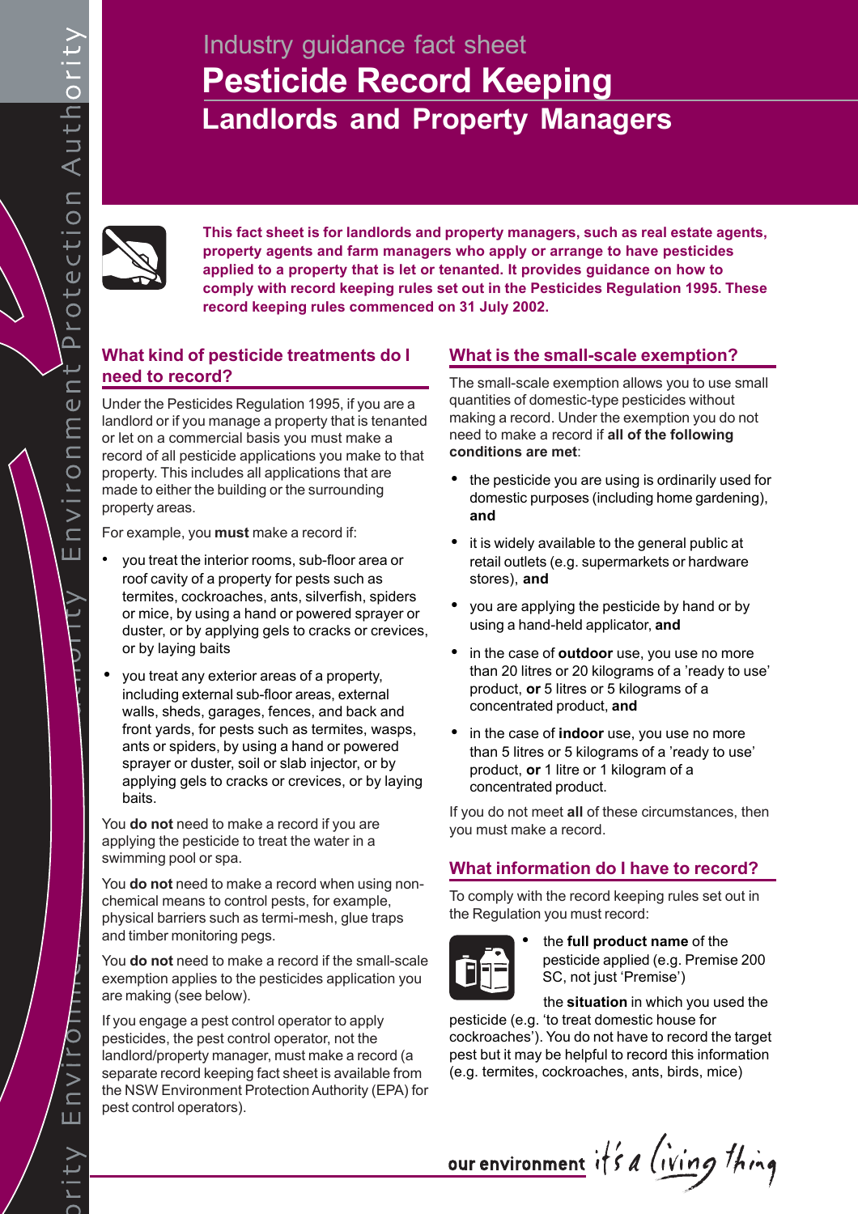Industry guidance fact sheet

# Pesticide Record Keeping

## Landlords and Property Managers

**This fact sheet is for landlords and property managers, such as real estate agents, property agents and farm managers who apply or arrange to have pesticides applied to a property that is let or tenanted. It provides guidance on how to comply with record keeping rules set out in the Pesticides Regulation 1995. These record keeping rules commenced on 31 July 2002.**

### What kind of pesticide treatments do I need to record?

Under the Pesticides Regulation 1995, if you are a landlord or if you manage a property that is tenanted or let on a commercial basis you must make a record of all pesticide applications you make to that property. This includes all applications that are made to either the building or the surrounding property areas.

For example, you **must** make a record if:

- you treat the interior rooms, sub-floor area or roof cavity of a property for pests such as termites, cockroaches, ants, silverfish, spiders or mice, by using a hand or powered sprayer or duster, or by applying gels to cracks or crevices, or by laying baits
- you treat any exterior areas of a property, including external sub-floor areas, external walls, sheds, garages, fences, and back and front yards, for pests such as termites, wasps, ants or spiders, by using a hand or powered sprayer or duster, soil or slab injector, or by applying gels to cracks or crevices, or by laying baits.

You **do not** need to make a record if you are applying the pesticide to treat the water in a swimming pool or spa.

You **do not** need to make a record when using non-chemical means to control pests, for example, physical barriers such as termi-mesh, glue traps and timber monitoring pegs.

You **do not** need to make a record if the small-scale exemption applies to the pesticides application you are making (see below).

If you engage a pest control operator to apply pesticides, the pest control operator, not the landlord/property manager, must make a record (a separate record keeping fact sheet is available from the NSW Environment Protection Authority (EPA) for pest control operators).

### What is the small-scale exemption?

The small-scale exemption allows you to use small quantities of domestic-type pesticides without making a record. Under the exemption you do not need to make a record if **all of the following conditions are met**:

- the pesticide you are using is ordinarily used for domestic purposes (including home gardening), **and**
- it is widely available to the general public at retail outlets (e.g. supermarkets or hardware stores), **and**
- you are applying the pesticide by hand or by using a hand-held applicator, **and**
- in the case of **outdoor** use, you use no more than 20 litres or 20 kilograms of a 'ready to use' product, **or** 5 litres or 5 kilograms of a concentrated product, **and**
- in the case of **indoor** use, you use no more than 5 litres or 5 kilograms of a 'ready to use' product, **or** 1 litre or 1 kilogram of a concentrated product.

If you do not meet **all** of these circumstances, then you must make a record.

### What information do I have to record?

To comply with the record keeping rules set out in the Regulation you must record:

- the **full product name** of the pesticide applied (e.g. Premise 200 SC, not just 'Premise')

the **situation** in which you used the pesticide (e.g. 'to treat domestic house for cockroaches'). You do not have to record the target pest but it may be helpful to record this information (e.g. termites, cockroaches, ants, birds, mice)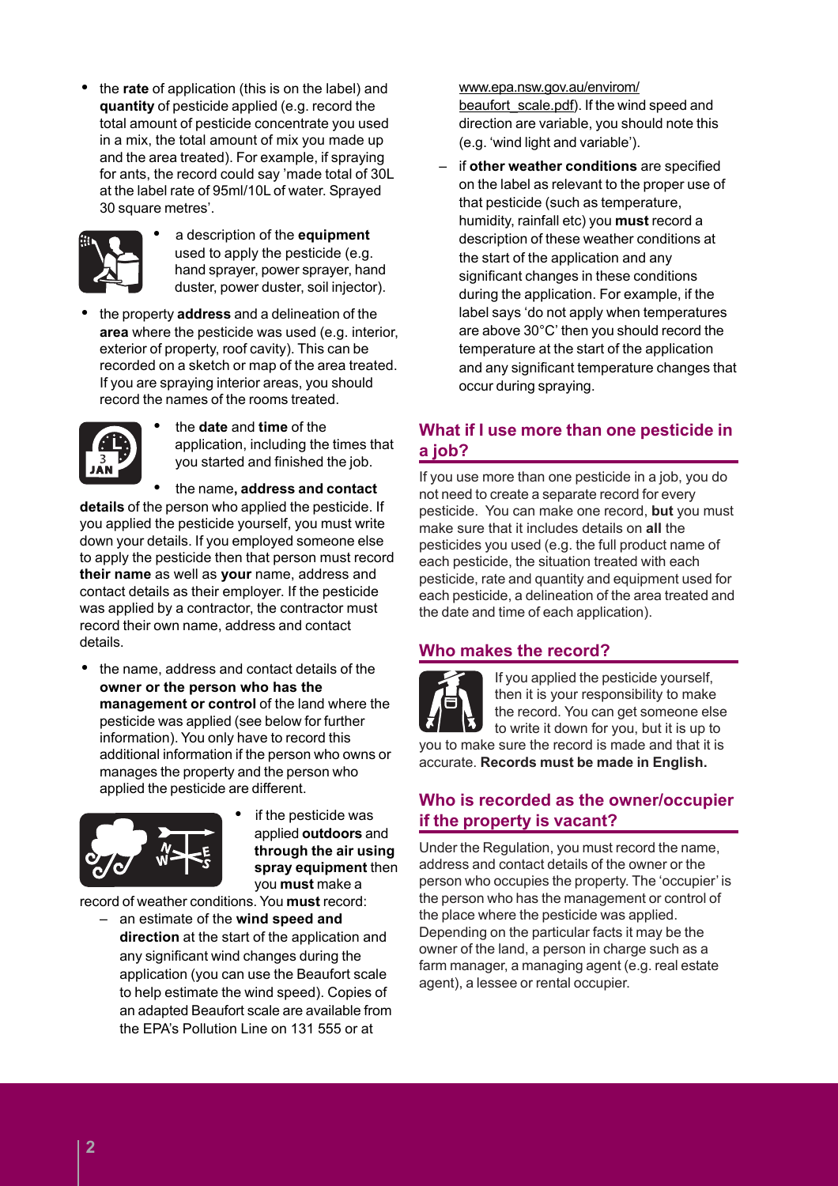- the **rate** of application (this is on the label) and **quantity** of pesticide applied (e.g. record the total amount of pesticide concentrate you used in a mix, the total amount of mix you made up and the area treated). For example, if spraying for ants, the record could say 'made total of 30L at the label rate of 95ml/10L of water. Sprayed 30 square metres'.
- a description of the **equipment** used to apply the pesticide (e.g. hand sprayer, power sprayer, hand duster, power duster, soil injector).
- the property **address** and a delineation of the **area** where the pesticide was used (e.g. interior, exterior of property, roof cavity). This can be recorded on a sketch or map of the area treated. If you are spraying interior areas, you should record the names of the rooms treated.
- the **date** and **time** of the application, including the times that you started and finished the job.
- the name**, address and contact details** of the person who applied the pesticide. If you applied the pesticide yourself, you must write down your details. If you employed someone else to apply the pesticide then that person must record **their name** as well as **your** name, address and contact details as their employer. If the pesticide was applied by a contractor, the contractor must record their own name, address and contact details.
- the name, address and contact details of the **owner or the person who has the management or control** of the land where the pesticide was applied (see below for further information). You only have to record this additional information if the person who owns or manages the property and the person who applied the pesticide are different.
- if the pesticide was applied **outdoors** and **through the air using spray equipment** then you **must** make a record of weather conditions. You **must** record:
  - an estimate of the **wind speed and direction** at the start of the application and any significant wind changes during the application (you can use the Beaufort scale to help estimate the wind speed). Copies of an adapted Beaufort scale are available from the EPA's Pollution Line on 131 555 or at www.epa.nsw.gov.au/envirom/beaufort_scale.pdf). If the wind speed and direction are variable, you should note this (e.g. 'wind light and variable').
  - if **other weather conditions** are specified on the label as relevant to the proper use of that pesticide (such as temperature, humidity, rainfall etc) you **must** record a description of these weather conditions at the start of the application and any significant changes in these conditions during the application. For example, if the label says 'do not apply when temperatures are above 30°C' then you should record the temperature at the start of the application and any significant temperature changes that occur during spraying.

## What if I use more than one pesticide in a job?

If you use more than one pesticide in a job, you do not need to create a separate record for every pesticide. You can make one record, **but** you must make sure that it includes details on **all** the pesticides you used (e.g. the full product name of each pesticide, the situation treated with each pesticide, rate and quantity and equipment used for each pesticide, a delineation of the area treated and the date and time of each application).

## Who makes the record?

If you applied the pesticide yourself, then it is your responsibility to make the record. You can get someone else to write it down for you, but it is up to you to make sure the record is made and that it is accurate. **Records must be made in English.**

## Who is recorded as the owner/occupier if the property is vacant?

Under the Regulation, you must record the name, address and contact details of the owner or the person who occupies the property. The 'occupier' is the person who has the management or control of the place where the pesticide was applied. Depending on the particular facts it may be the owner of the land, a person in charge such as a farm manager, a managing agent (e.g. real estate agent), a lessee or rental occupier.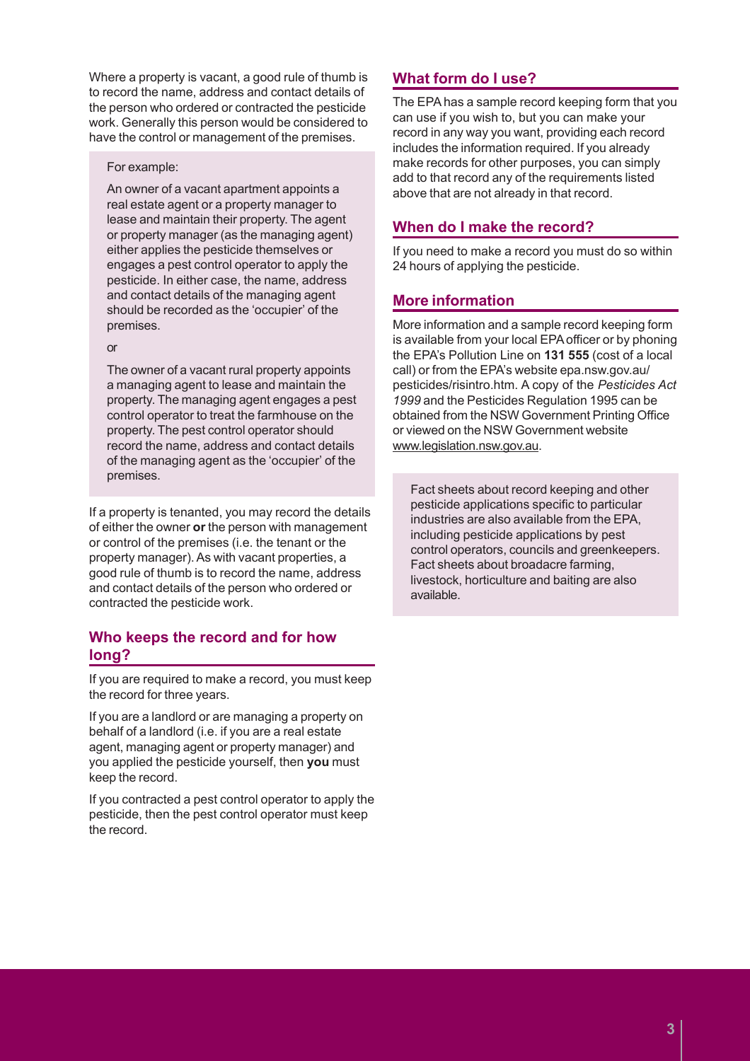Where a property is vacant, a good rule of thumb is to record the name, address and contact details of the person who ordered or contracted the pesticide work. Generally this person would be considered to have the control or management of the premises.

> For example:
>
> An owner of a vacant apartment appoints a real estate agent or a property manager to lease and maintain their property. The agent or property manager (as the managing agent) either applies the pesticide themselves or engages a pest control operator to apply the pesticide. In either case, the name, address and contact details of the managing agent should be recorded as the 'occupier' of the premises.
>
> or
>
> The owner of a vacant rural property appoints a managing agent to lease and maintain the property. The managing agent engages a pest control operator to treat the farmhouse on the property. The pest control operator should record the name, address and contact details of the managing agent as the 'occupier' of the premises.

If a property is tenanted, you may record the details of either the owner **or** the person with management or control of the premises (i.e. the tenant or the property manager). As with vacant properties, a good rule of thumb is to record the name, address and contact details of the person who ordered or contracted the pesticide work.

## Who keeps the record and for how long?

If you are required to make a record, you must keep the record for three years.

If you are a landlord or are managing a property on behalf of a landlord (i.e. if you are a real estate agent, managing agent or property manager) and you applied the pesticide yourself, then **you** must keep the record.

If you contracted a pest control operator to apply the pesticide, then the pest control operator must keep the record.

## What form do I use?

The EPA has a sample record keeping form that you can use if you wish to, but you can make your record in any way you want, providing each record includes the information required. If you already make records for other purposes, you can simply add to that record any of the requirements listed above that are not already in that record.

## When do I make the record?

If you need to make a record you must do so within 24 hours of applying the pesticide.

## More information

More information and a sample record keeping form is available from your local EPA officer or by phoning the EPA's Pollution Line on **131 555** (cost of a local call) or from the EPA's website epa.nsw.gov.au/pesticides/risintro.htm. A copy of the *Pesticides Act 1999* and the Pesticides Regulation 1995 can be obtained from the NSW Government Printing Office or viewed on the NSW Government website www.legislation.nsw.gov.au.

> Fact sheets about record keeping and other pesticide applications specific to particular industries are also available from the EPA, including pesticide applications by pest control operators, councils and greenkeepers. Fact sheets about broadacre farming, livestock, horticulture and baiting are also available.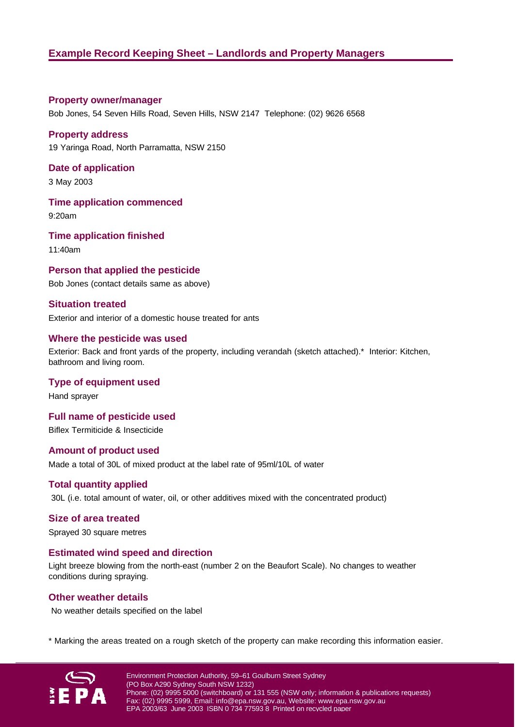## Example Record Keeping Sheet – Landlords and Property Managers

### Property owner/manager

Bob Jones, 54 Seven Hills Road, Seven Hills, NSW 2147 Telephone: (02) 9626 6568

### Property address

19 Yaringa Road, North Parramatta, NSW 2150

### Date of application

3 May 2003

### Time application commenced

9:20am

### Time application finished

11:40am

### Person that applied the pesticide

Bob Jones (contact details same as above)

### Situation treated

Exterior and interior of a domestic house treated for ants

### Where the pesticide was used

Exterior: Back and front yards of the property, including verandah (sketch attached).* Interior: Kitchen, bathroom and living room.

### Type of equipment used

Hand sprayer

### Full name of pesticide used

Biflex Termiticide & Insecticide

### Amount of product used

Made a total of 30L of mixed product at the label rate of 95ml/10L of water

### Total quantity applied

30L (i.e. total amount of water, oil, or other additives mixed with the concentrated product)

### Size of area treated

Sprayed 30 square metres

### Estimated wind speed and direction

Light breeze blowing from the north-east (number 2 on the Beaufort Scale). No changes to weather conditions during spraying.

### Other weather details

No weather details specified on the label

* Marking the areas treated on a rough sketch of the property can make recording this information easier.

Environment Protection Authority, 59–61 Goulburn Street Sydney
(PO Box A290 Sydney South NSW 1232)
Phone: (02) 9995 5000 (switchboard) or 131 555 (NSW only; information & publications requests)
Fax: (02) 9995 5999, Email: info@epa.nsw.gov.au, Website: www.epa.nsw.gov.au
EPA 2003/63 June 2003 ISBN 0 734 77593 8 Printed on recycled paper